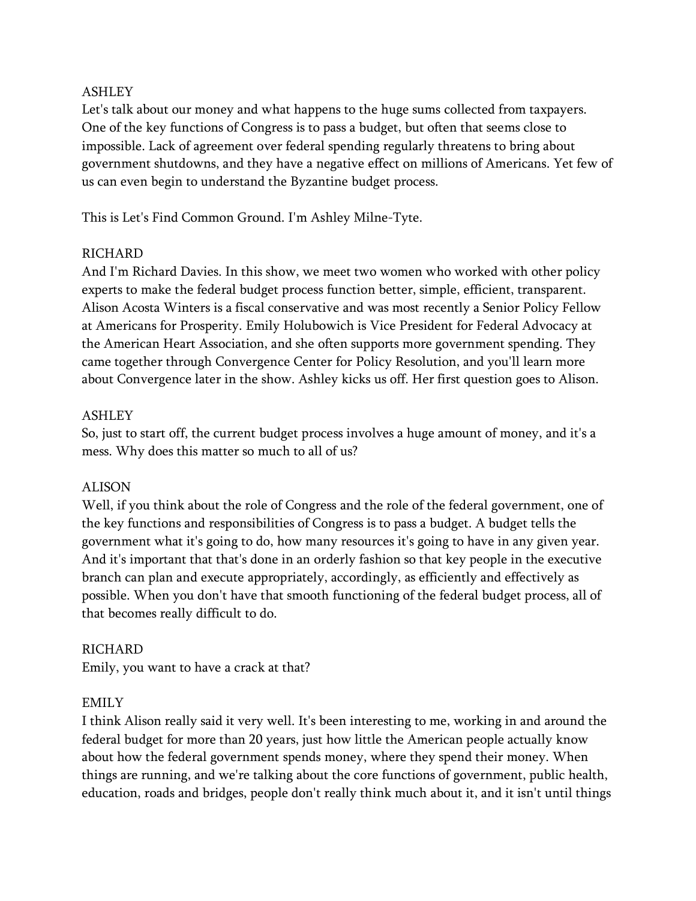ASHLEY

Let's talk about our money and what happens to the huge sums collected from taxpayers. One of the key functions of Congress is to pass a budget, but often that seems close to impossible. Lack of agreement over federal spending regularly threatens to bring about government shutdowns, and they have a negative effect on millions of Americans. Yet few of us can even begin to understand the Byzantine budget process.

This is Let's Find Common Ground. I'm Ashley Milne-Tyte.

RICHARD

And I'm Richard Davies. In this show, we meet two women who worked with other policy experts to make the federal budget process function better, simple, efficient, transparent. Alison Acosta Winters is a fiscal conservative and was most recently a Senior Policy Fellow at Americans for Prosperity. Emily Holubowich is Vice President for Federal Advocacy at the American Heart Association, and she often supports more government spending. They came together through Convergence Center for Policy Resolution, and you'll learn more about Convergence later in the show. Ashley kicks us off. Her first question goes to Alison.

ASHLEY

So, just to start off, the current budget process involves a huge amount of money, and it's a mess. Why does this matter so much to all of us?

ALISON

Well, if you think about the role of Congress and the role of the federal government, one of the key functions and responsibilities of Congress is to pass a budget. A budget tells the government what it's going to do, how many resources it's going to have in any given year. And it's important that that's done in an orderly fashion so that key people in the executive branch can plan and execute appropriately, accordingly, as efficiently and effectively as possible. When you don't have that smooth functioning of the federal budget process, all of that becomes really difficult to do.

RICHARD

Emily, you want to have a crack at that?

EMILY

I think Alison really said it very well. It's been interesting to me, working in and around the federal budget for more than 20 years, just how little the American people actually know about how the federal government spends money, where they spend their money. When things are running, and we're talking about the core functions of government, public health, education, roads and bridges, people don't really think much about it, and it isn't until things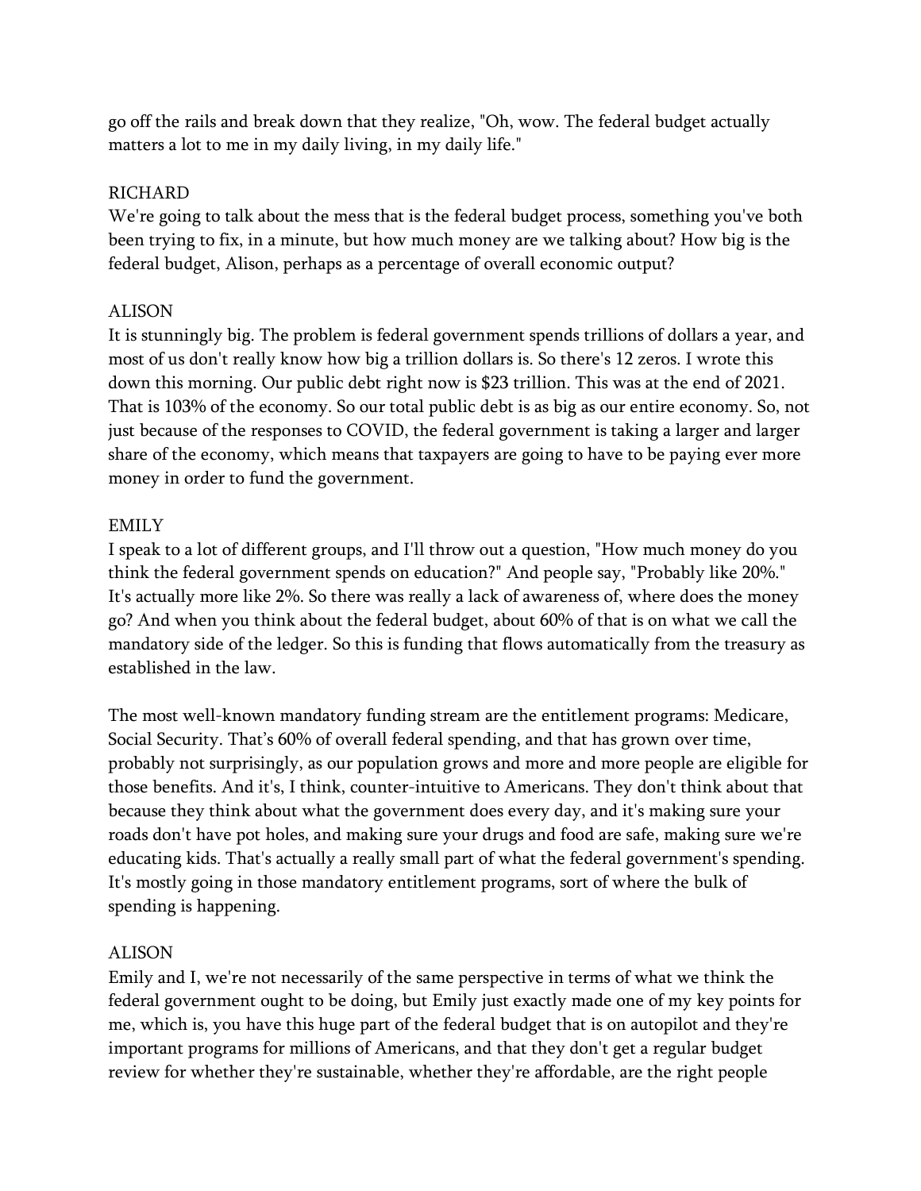go off the rails and break down that they realize, "Oh, wow. The federal budget actually matters a lot to me in my daily living, in my daily life."

RICHARD
We're going to talk about the mess that is the federal budget process, something you've both been trying to fix, in a minute, but how much money are we talking about? How big is the federal budget, Alison, perhaps as a percentage of overall economic output?

ALISON
It is stunningly big. The problem is federal government spends trillions of dollars a year, and most of us don't really know how big a trillion dollars is. So there's 12 zeros. I wrote this down this morning. Our public debt right now is $23 trillion. This was at the end of 2021. That is 103% of the economy. So our total public debt is as big as our entire economy. So, not just because of the responses to COVID, the federal government is taking a larger and larger share of the economy, which means that taxpayers are going to have to be paying ever more money in order to fund the government.

EMILY
I speak to a lot of different groups, and I'll throw out a question, "How much money do you think the federal government spends on education?" And people say, "Probably like 20%." It's actually more like 2%. So there was really a lack of awareness of, where does the money go? And when you think about the federal budget, about 60% of that is on what we call the mandatory side of the ledger. So this is funding that flows automatically from the treasury as established in the law.

The most well-known mandatory funding stream are the entitlement programs: Medicare, Social Security. That's 60% of overall federal spending, and that has grown over time, probably not surprisingly, as our population grows and more and more people are eligible for those benefits. And it's, I think, counter-intuitive to Americans. They don't think about that because they think about what the government does every day, and it's making sure your roads don't have pot holes, and making sure your drugs and food are safe, making sure we're educating kids. That's actually a really small part of what the federal government's spending. It's mostly going in those mandatory entitlement programs, sort of where the bulk of spending is happening.

ALISON
Emily and I, we're not necessarily of the same perspective in terms of what we think the federal government ought to be doing, but Emily just exactly made one of my key points for me, which is, you have this huge part of the federal budget that is on autopilot and they're important programs for millions of Americans, and that they don't get a regular budget review for whether they're sustainable, whether they're affordable, are the right people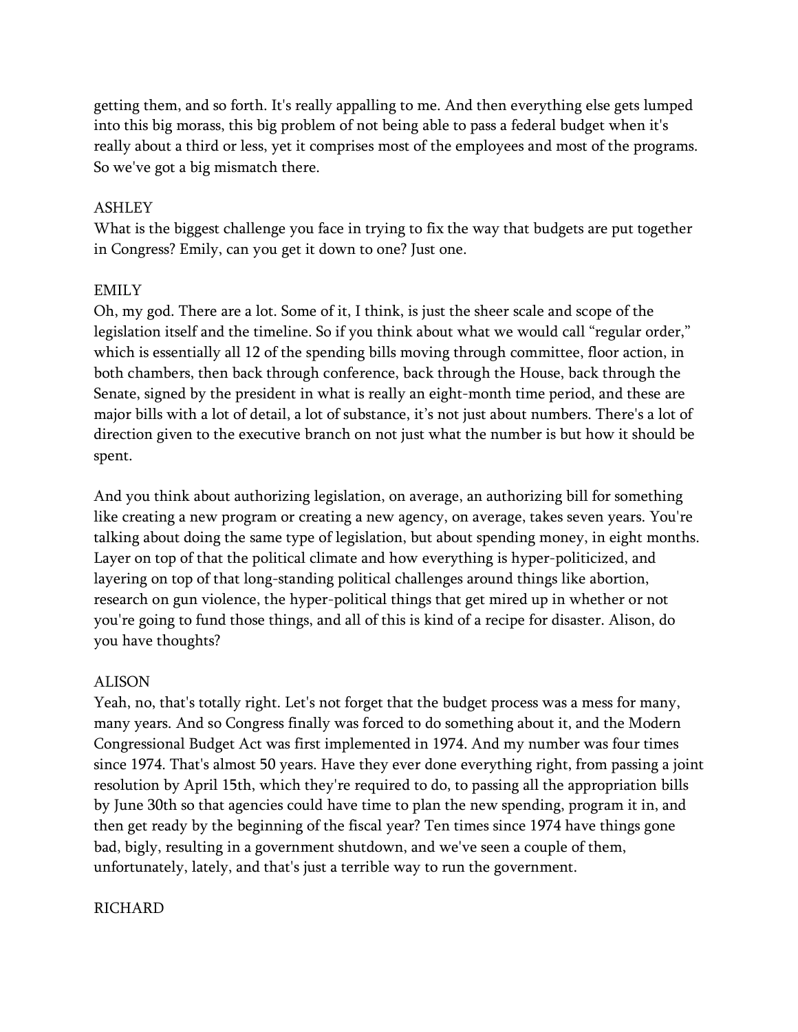getting them, and so forth. It's really appalling to me. And then everything else gets lumped into this big morass, this big problem of not being able to pass a federal budget when it's really about a third or less, yet it comprises most of the employees and most of the programs. So we've got a big mismatch there.

ASHLEY
What is the biggest challenge you face in trying to fix the way that budgets are put together in Congress? Emily, can you get it down to one? Just one.

EMILY
Oh, my god. There are a lot. Some of it, I think, is just the sheer scale and scope of the legislation itself and the timeline. So if you think about what we would call "regular order," which is essentially all 12 of the spending bills moving through committee, floor action, in both chambers, then back through conference, back through the House, back through the Senate, signed by the president in what is really an eight-month time period, and these are major bills with a lot of detail, a lot of substance, it's not just about numbers. There's a lot of direction given to the executive branch on not just what the number is but how it should be spent.

And you think about authorizing legislation, on average, an authorizing bill for something like creating a new program or creating a new agency, on average, takes seven years. You're talking about doing the same type of legislation, but about spending money, in eight months. Layer on top of that the political climate and how everything is hyper-politicized, and layering on top of that long-standing political challenges around things like abortion, research on gun violence, the hyper-political things that get mired up in whether or not you're going to fund those things, and all of this is kind of a recipe for disaster. Alison, do you have thoughts?

ALISON
Yeah, no, that's totally right. Let's not forget that the budget process was a mess for many, many years. And so Congress finally was forced to do something about it, and the Modern Congressional Budget Act was first implemented in 1974. And my number was four times since 1974. That's almost 50 years. Have they ever done everything right, from passing a joint resolution by April 15th, which they're required to do, to passing all the appropriation bills by June 30th so that agencies could have time to plan the new spending, program it in, and then get ready by the beginning of the fiscal year? Ten times since 1974 have things gone bad, bigly, resulting in a government shutdown, and we've seen a couple of them, unfortunately, lately, and that's just a terrible way to run the government.

RICHARD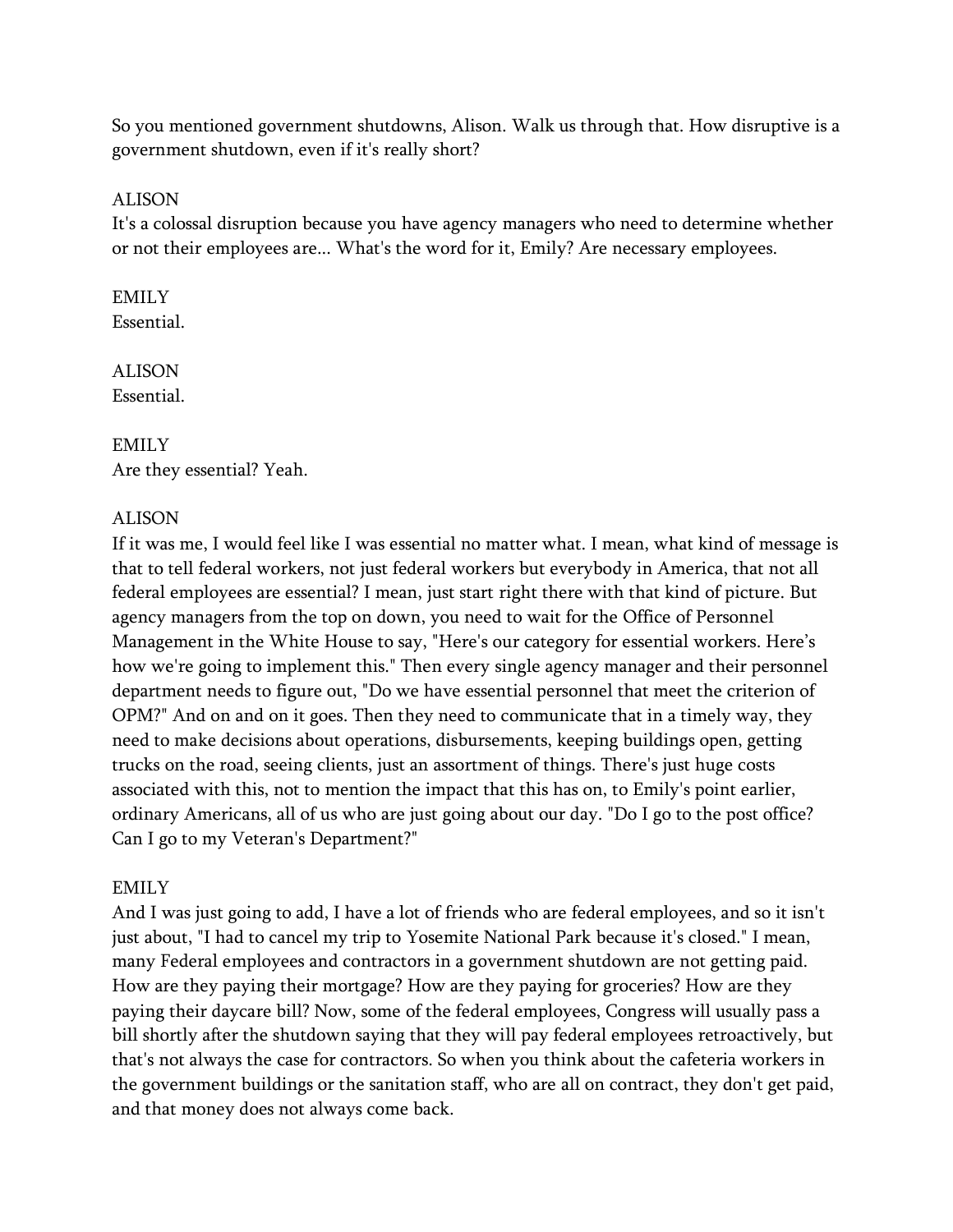So you mentioned government shutdowns, Alison. Walk us through that. How disruptive is a government shutdown, even if it's really short?

ALISON
It's a colossal disruption because you have agency managers who need to determine whether or not their employees are... What's the word for it, Emily? Are necessary employees.

EMILY
Essential.

ALISON
Essential.

EMILY
Are they essential? Yeah.

ALISON
If it was me, I would feel like I was essential no matter what. I mean, what kind of message is that to tell federal workers, not just federal workers but everybody in America, that not all federal employees are essential? I mean, just start right there with that kind of picture. But agency managers from the top on down, you need to wait for the Office of Personnel Management in the White House to say, "Here's our category for essential workers. Here's how we're going to implement this." Then every single agency manager and their personnel department needs to figure out, "Do we have essential personnel that meet the criterion of OPM?" And on and on it goes. Then they need to communicate that in a timely way, they need to make decisions about operations, disbursements, keeping buildings open, getting trucks on the road, seeing clients, just an assortment of things. There's just huge costs associated with this, not to mention the impact that this has on, to Emily's point earlier, ordinary Americans, all of us who are just going about our day. "Do I go to the post office? Can I go to my Veteran's Department?"

EMILY
And I was just going to add, I have a lot of friends who are federal employees, and so it isn't just about, "I had to cancel my trip to Yosemite National Park because it's closed." I mean, many Federal employees and contractors in a government shutdown are not getting paid. How are they paying their mortgage? How are they paying for groceries? How are they paying their daycare bill? Now, some of the federal employees, Congress will usually pass a bill shortly after the shutdown saying that they will pay federal employees retroactively, but that's not always the case for contractors. So when you think about the cafeteria workers in the government buildings or the sanitation staff, who are all on contract, they don't get paid, and that money does not always come back.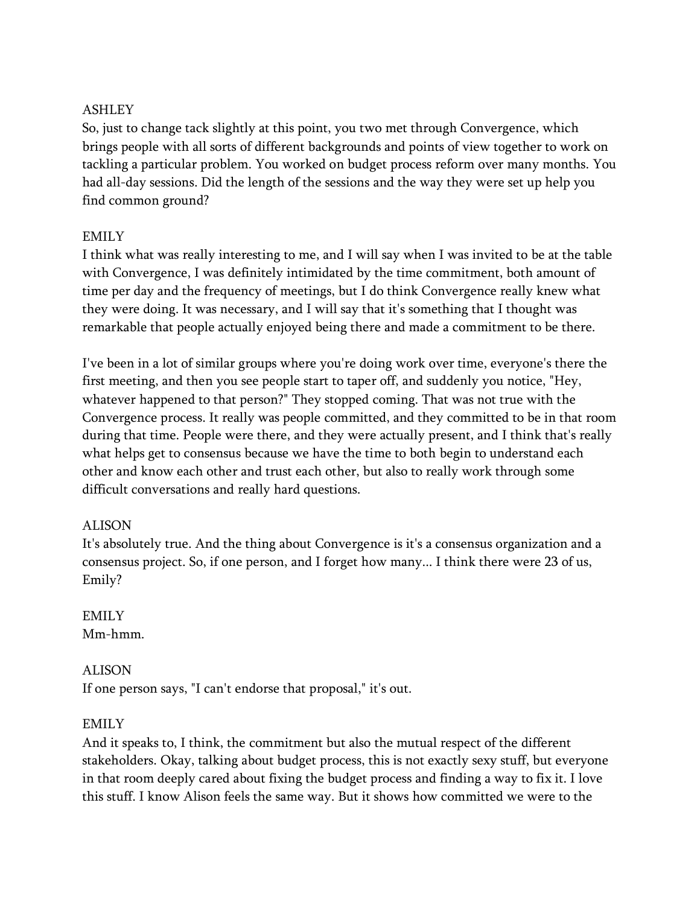ASHLEY
So, just to change tack slightly at this point, you two met through Convergence, which brings people with all sorts of different backgrounds and points of view together to work on tackling a particular problem. You worked on budget process reform over many months. You had all-day sessions. Did the length of the sessions and the way they were set up help you find common ground?

EMILY
I think what was really interesting to me, and I will say when I was invited to be at the table with Convergence, I was definitely intimidated by the time commitment, both amount of time per day and the frequency of meetings, but I do think Convergence really knew what they were doing. It was necessary, and I will say that it's something that I thought was remarkable that people actually enjoyed being there and made a commitment to be there.

I've been in a lot of similar groups where you're doing work over time, everyone's there the first meeting, and then you see people start to taper off, and suddenly you notice, "Hey, whatever happened to that person?" They stopped coming. That was not true with the Convergence process. It really was people committed, and they committed to be in that room during that time. People were there, and they were actually present, and I think that's really what helps get to consensus because we have the time to both begin to understand each other and know each other and trust each other, but also to really work through some difficult conversations and really hard questions.

ALISON
It's absolutely true. And the thing about Convergence is it's a consensus organization and a consensus project. So, if one person, and I forget how many... I think there were 23 of us, Emily?

EMILY
Mm-hmm.

ALISON
If one person says, "I can't endorse that proposal," it's out.

EMILY
And it speaks to, I think, the commitment but also the mutual respect of the different stakeholders. Okay, talking about budget process, this is not exactly sexy stuff, but everyone in that room deeply cared about fixing the budget process and finding a way to fix it. I love this stuff. I know Alison feels the same way. But it shows how committed we were to the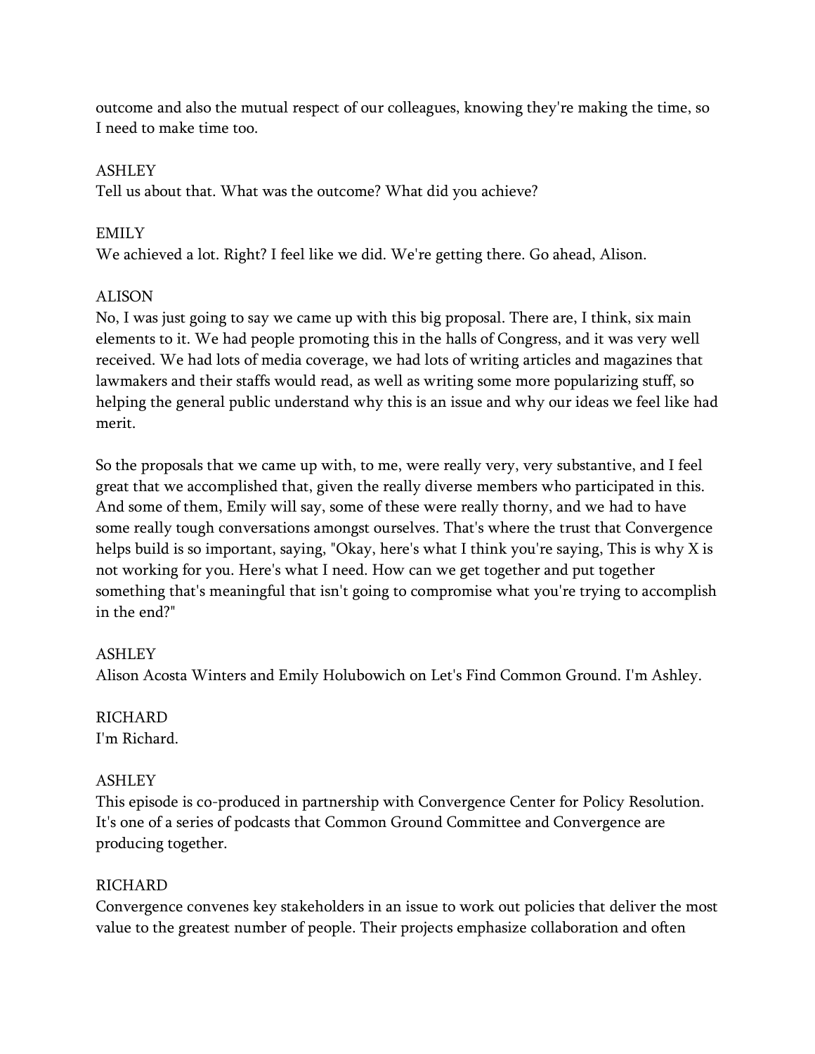outcome and also the mutual respect of our colleagues, knowing they're making the time, so I need to make time too.

ASHLEY
Tell us about that. What was the outcome? What did you achieve?

EMILY
We achieved a lot. Right? I feel like we did. We're getting there. Go ahead, Alison.

ALISON
No, I was just going to say we came up with this big proposal. There are, I think, six main elements to it. We had people promoting this in the halls of Congress, and it was very well received. We had lots of media coverage, we had lots of writing articles and magazines that lawmakers and their staffs would read, as well as writing some more popularizing stuff, so helping the general public understand why this is an issue and why our ideas we feel like had merit.

So the proposals that we came up with, to me, were really very, very substantive, and I feel great that we accomplished that, given the really diverse members who participated in this. And some of them, Emily will say, some of these were really thorny, and we had to have some really tough conversations amongst ourselves. That's where the trust that Convergence helps build is so important, saying, "Okay, here's what I think you're saying, This is why X is not working for you. Here's what I need. How can we get together and put together something that's meaningful that isn't going to compromise what you're trying to accomplish in the end?"

ASHLEY
Alison Acosta Winters and Emily Holubowich on Let's Find Common Ground. I'm Ashley.

RICHARD
I'm Richard.

ASHLEY
This episode is co-produced in partnership with Convergence Center for Policy Resolution. It's one of a series of podcasts that Common Ground Committee and Convergence are producing together.

RICHARD
Convergence convenes key stakeholders in an issue to work out policies that deliver the most value to the greatest number of people. Their projects emphasize collaboration and often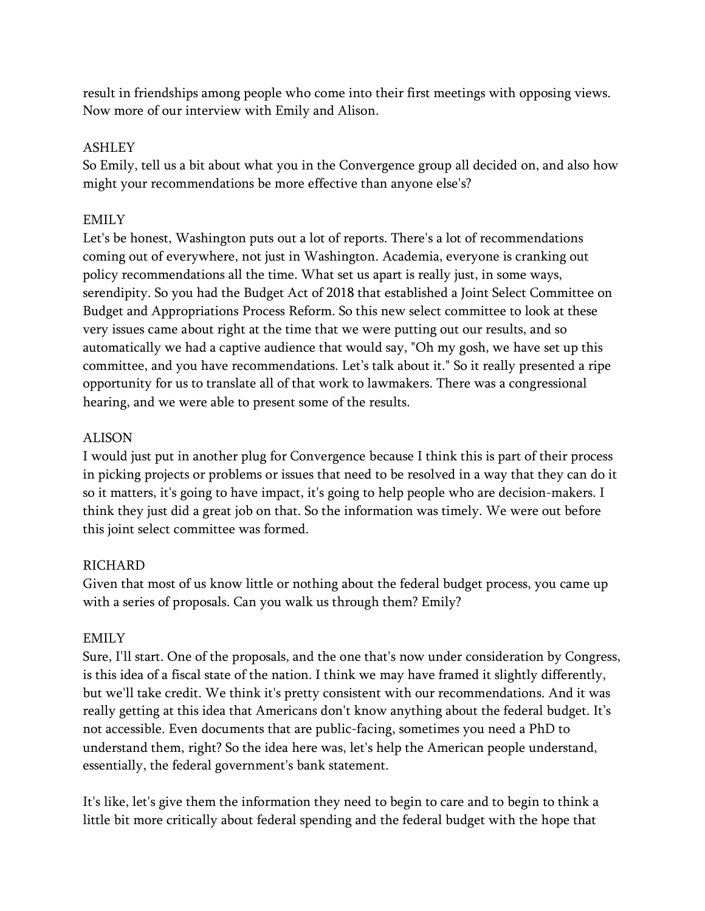result in friendships among people who come into their first meetings with opposing views. Now more of our interview with Emily and Alison.

ASHLEY
So Emily, tell us a bit about what you in the Convergence group all decided on, and also how might your recommendations be more effective than anyone else's?

EMILY
Let's be honest, Washington puts out a lot of reports. There's a lot of recommendations coming out of everywhere, not just in Washington. Academia, everyone is cranking out policy recommendations all the time. What set us apart is really just, in some ways, serendipity. So you had the Budget Act of 2018 that established a Joint Select Committee on Budget and Appropriations Process Reform. So this new select committee to look at these very issues came about right at the time that we were putting out our results, and so automatically we had a captive audience that would say, "Oh my gosh, we have set up this committee, and you have recommendations. Let's talk about it." So it really presented a ripe opportunity for us to translate all of that work to lawmakers. There was a congressional hearing, and we were able to present some of the results.

ALISON
I would just put in another plug for Convergence because I think this is part of their process in picking projects or problems or issues that need to be resolved in a way that they can do it so it matters, it's going to have impact, it's going to help people who are decision-makers. I think they just did a great job on that. So the information was timely. We were out before this joint select committee was formed.

RICHARD
Given that most of us know little or nothing about the federal budget process, you came up with a series of proposals. Can you walk us through them? Emily?

EMILY
Sure, I'll start. One of the proposals, and the one that's now under consideration by Congress, is this idea of a fiscal state of the nation. I think we may have framed it slightly differently, but we'll take credit. We think it's pretty consistent with our recommendations. And it was really getting at this idea that Americans don't know anything about the federal budget. It's not accessible. Even documents that are public-facing, sometimes you need a PhD to understand them, right? So the idea here was, let's help the American people understand, essentially, the federal government's bank statement.

It's like, let's give them the information they need to begin to care and to begin to think a little bit more critically about federal spending and the federal budget with the hope that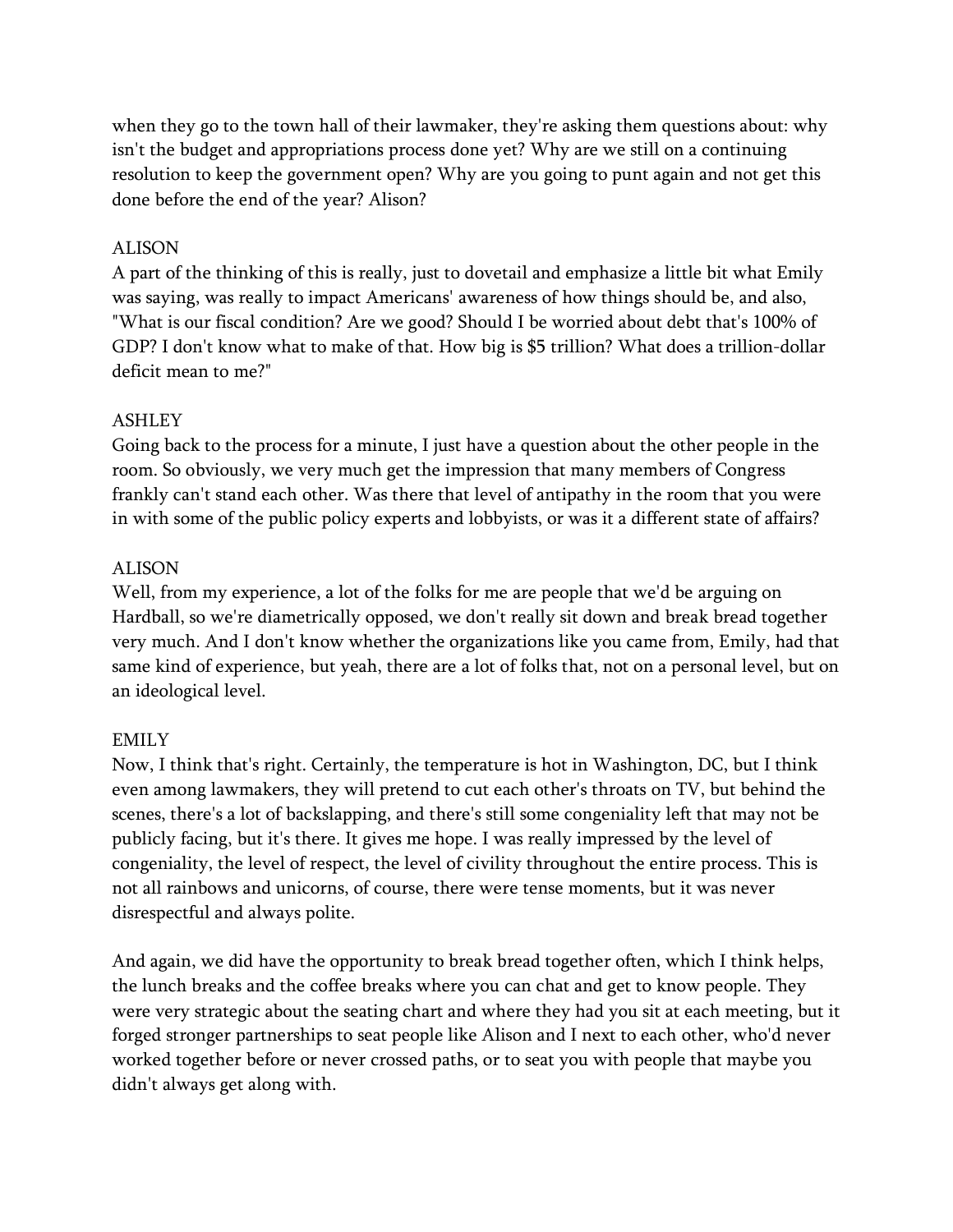when they go to the town hall of their lawmaker, they're asking them questions about: why isn't the budget and appropriations process done yet? Why are we still on a continuing resolution to keep the government open? Why are you going to punt again and not get this done before the end of the year? Alison?

ALISON

A part of the thinking of this is really, just to dovetail and emphasize a little bit what Emily was saying, was really to impact Americans' awareness of how things should be, and also, "What is our fiscal condition? Are we good? Should I be worried about debt that's 100% of GDP? I don't know what to make of that. How big is $5 trillion? What does a trillion-dollar deficit mean to me?"

ASHLEY

Going back to the process for a minute, I just have a question about the other people in the room. So obviously, we very much get the impression that many members of Congress frankly can't stand each other. Was there that level of antipathy in the room that you were in with some of the public policy experts and lobbyists, or was it a different state of affairs?

ALISON

Well, from my experience, a lot of the folks for me are people that we'd be arguing on Hardball, so we're diametrically opposed, we don't really sit down and break bread together very much. And I don't know whether the organizations like you came from, Emily, had that same kind of experience, but yeah, there are a lot of folks that, not on a personal level, but on an ideological level.

EMILY

Now, I think that's right. Certainly, the temperature is hot in Washington, DC, but I think even among lawmakers, they will pretend to cut each other's throats on TV, but behind the scenes, there's a lot of backslapping, and there's still some congeniality left that may not be publicly facing, but it's there. It gives me hope. I was really impressed by the level of congeniality, the level of respect, the level of civility throughout the entire process. This is not all rainbows and unicorns, of course, there were tense moments, but it was never disrespectful and always polite.

And again, we did have the opportunity to break bread together often, which I think helps, the lunch breaks and the coffee breaks where you can chat and get to know people. They were very strategic about the seating chart and where they had you sit at each meeting, but it forged stronger partnerships to seat people like Alison and I next to each other, who'd never worked together before or never crossed paths, or to seat you with people that maybe you didn't always get along with.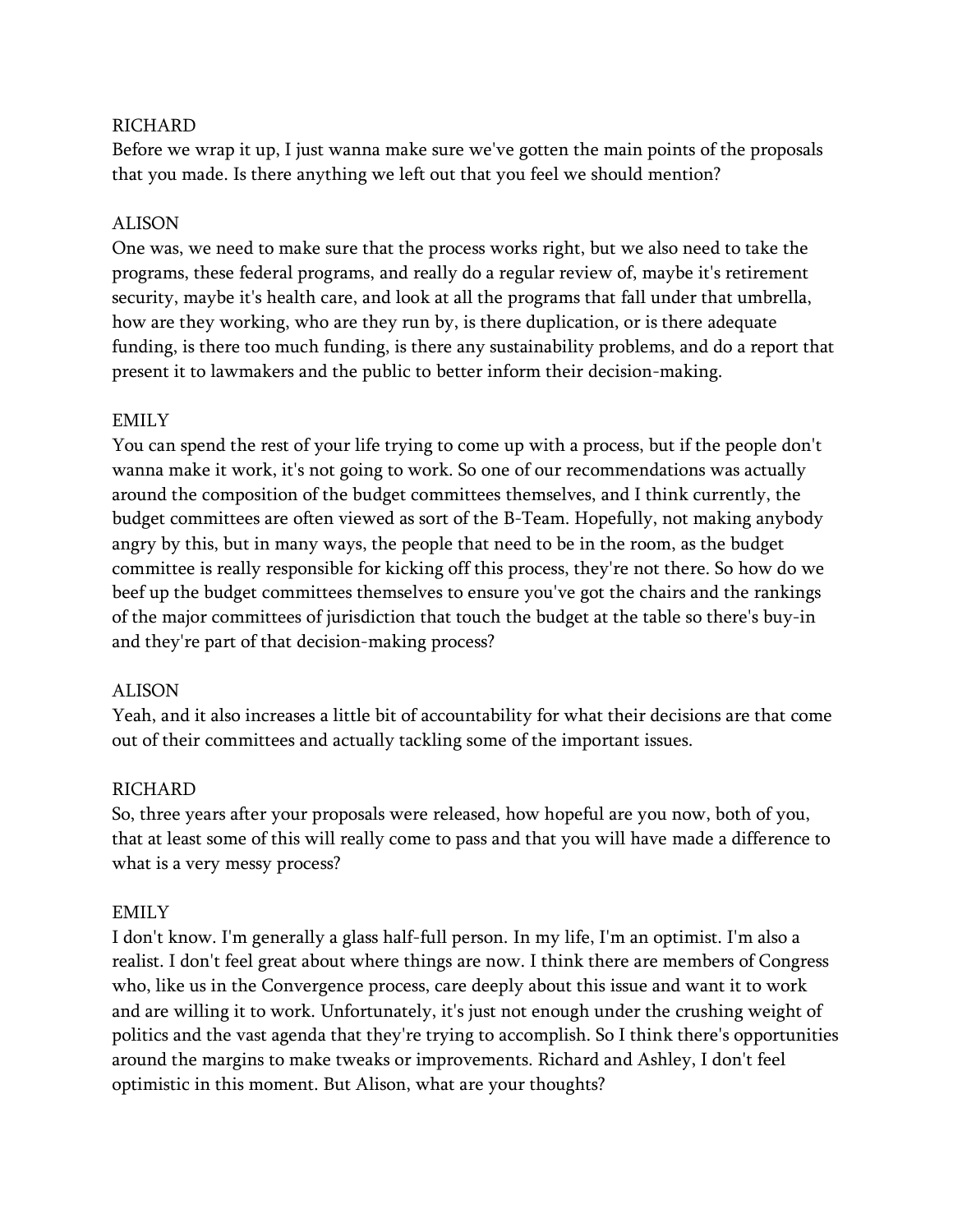RICHARD

Before we wrap it up, I just wanna make sure we've gotten the main points of the proposals that you made. Is there anything we left out that you feel we should mention?

ALISON

One was, we need to make sure that the process works right, but we also need to take the programs, these federal programs, and really do a regular review of, maybe it's retirement security, maybe it's health care, and look at all the programs that fall under that umbrella, how are they working, who are they run by, is there duplication, or is there adequate funding, is there too much funding, is there any sustainability problems, and do a report that present it to lawmakers and the public to better inform their decision-making.

EMILY

You can spend the rest of your life trying to come up with a process, but if the people don't wanna make it work, it's not going to work. So one of our recommendations was actually around the composition of the budget committees themselves, and I think currently, the budget committees are often viewed as sort of the B-Team. Hopefully, not making anybody angry by this, but in many ways, the people that need to be in the room, as the budget committee is really responsible for kicking off this process, they're not there. So how do we beef up the budget committees themselves to ensure you've got the chairs and the rankings of the major committees of jurisdiction that touch the budget at the table so there's buy-in and they're part of that decision-making process?

ALISON

Yeah, and it also increases a little bit of accountability for what their decisions are that come out of their committees and actually tackling some of the important issues.

RICHARD

So, three years after your proposals were released, how hopeful are you now, both of you, that at least some of this will really come to pass and that you will have made a difference to what is a very messy process?

EMILY

I don't know. I'm generally a glass half-full person. In my life, I'm an optimist. I'm also a realist. I don't feel great about where things are now. I think there are members of Congress who, like us in the Convergence process, care deeply about this issue and want it to work and are willing it to work. Unfortunately, it's just not enough under the crushing weight of politics and the vast agenda that they're trying to accomplish. So I think there's opportunities around the margins to make tweaks or improvements. Richard and Ashley, I don't feel optimistic in this moment. But Alison, what are your thoughts?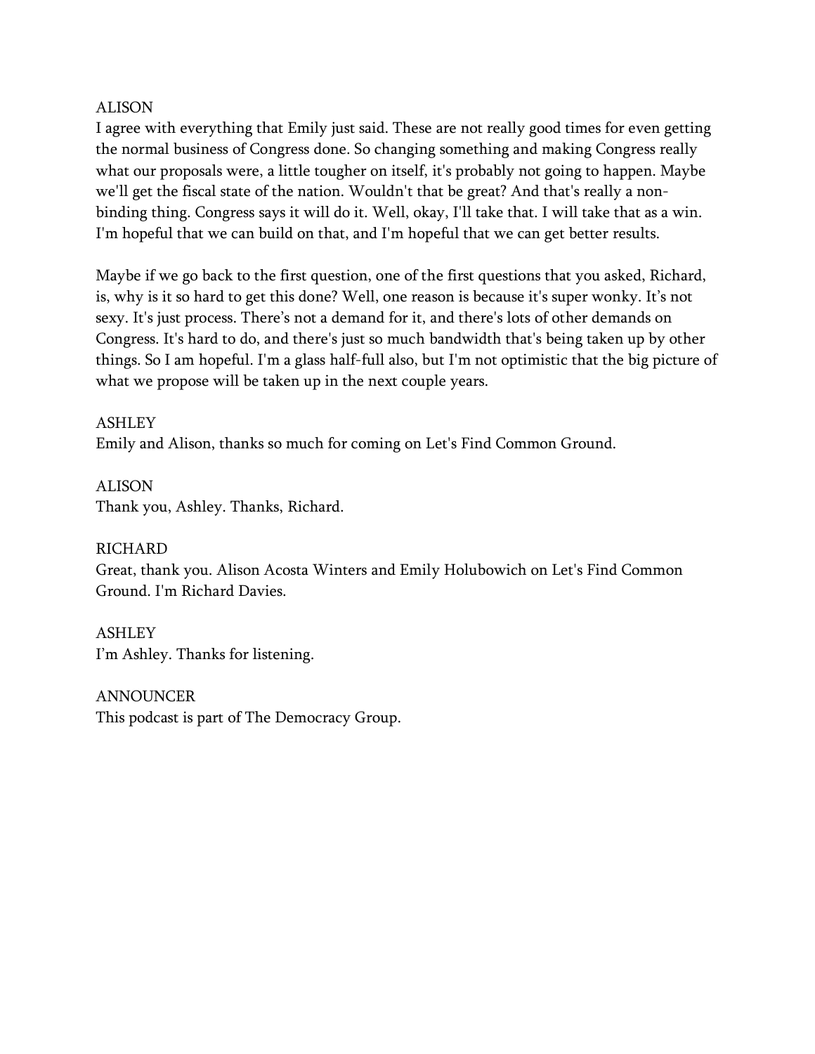ALISON
I agree with everything that Emily just said. These are not really good times for even getting the normal business of Congress done. So changing something and making Congress really what our proposals were, a little tougher on itself, it's probably not going to happen. Maybe we'll get the fiscal state of the nation. Wouldn't that be great? And that's really a non-binding thing. Congress says it will do it. Well, okay, I'll take that. I will take that as a win. I'm hopeful that we can build on that, and I'm hopeful that we can get better results.

Maybe if we go back to the first question, one of the first questions that you asked, Richard, is, why is it so hard to get this done? Well, one reason is because it's super wonky. It's not sexy. It's just process. There's not a demand for it, and there's lots of other demands on Congress. It's hard to do, and there's just so much bandwidth that's being taken up by other things. So I am hopeful. I'm a glass half-full also, but I'm not optimistic that the big picture of what we propose will be taken up in the next couple years.

ASHLEY
Emily and Alison, thanks so much for coming on Let's Find Common Ground.

ALISON
Thank you, Ashley. Thanks, Richard.

RICHARD
Great, thank you. Alison Acosta Winters and Emily Holubowich on Let's Find Common Ground. I'm Richard Davies.

ASHLEY
I'm Ashley. Thanks for listening.

ANNOUNCER
This podcast is part of The Democracy Group.